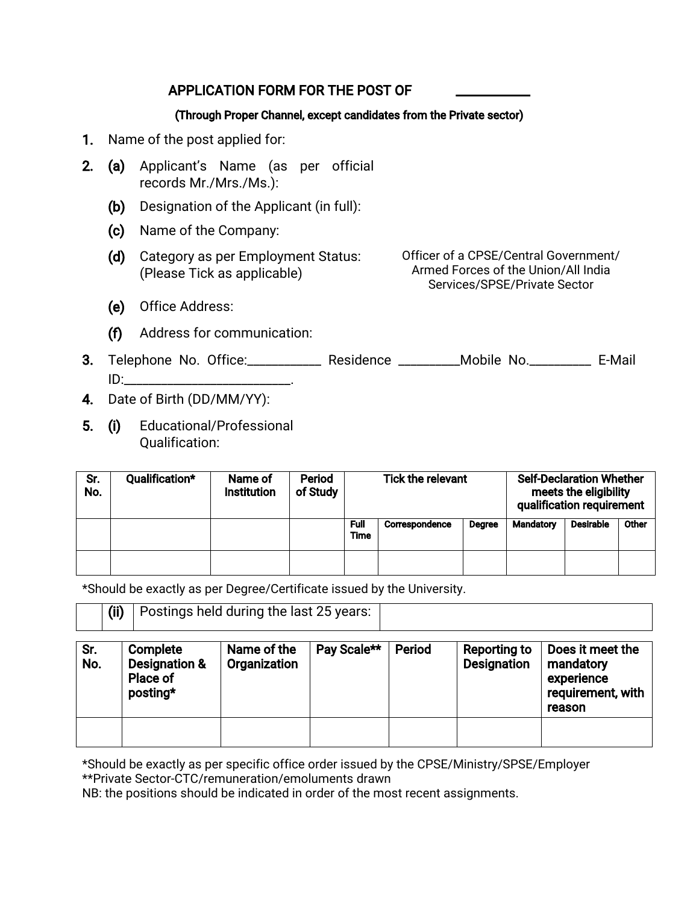## APPLICATION FORM FOR THE POST OF ___________

**(Through Proper Channel, except candidates from the Private sector)**

1. Name of the post applied for:
2. (a) Applicant's Name (as per official records Mr./Mrs./Ms.):

   (b) Designation of the Applicant (in full):

   (c) Name of the Company:

   (d) Category as per Employment Status: (Please Tick as applicable) — Officer of a CPSE/Central Government/ Armed Forces of the Union/All India Services/SPSE/Private Sector

   (e) Office Address:

   (f) Address for communication:
3. Telephone No. Office:___________ Residence _________Mobile No._________ E-Mail ID:_________________________.
4. Date of Birth (DD/MM/YY):
5. (i) Educational/Professional Qualification:

| Sr. No. | Qualification* | Name of Institution | Period of Study | Tick the relevant | | | Self-Declaration Whether meets the eligibility qualification requirement | | |
|---|---|---|---|---|---|---|---|---|---|
| | | | | Full Time | Correspondence | Degree | Mandatory | Desirable | Other |
| | | | | | | | | | |

*Should be exactly as per Degree/Certificate issued by the University.

| | (ii) | Postings held during the last 25 years: | |
|---|---|---|---|

| Sr. No. | Complete Designation & Place of posting* | Name of the Organization | Pay Scale** | Period | Reporting to Designation | Does it meet the mandatory experience requirement, with reason |
|---|---|---|---|---|---|---|
| | | | | | | |

*Should be exactly as per specific office order issued by the CPSE/Ministry/SPSE/Employer

**Private Sector-CTC/remuneration/emoluments drawn

NB: the positions should be indicated in order of the most recent assignments.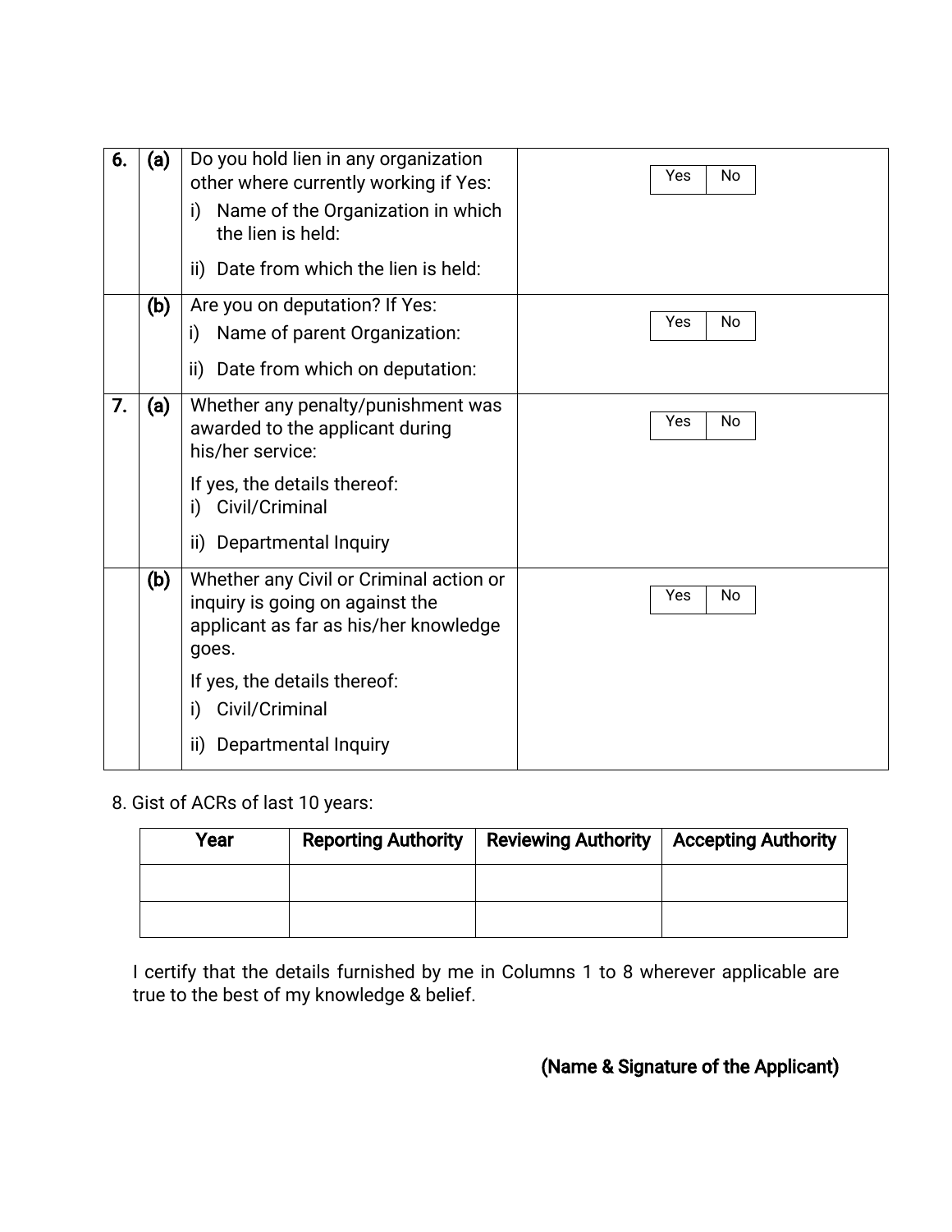| | | | |
|---|---|---|---|
| **6.** | **(a)** | Do you hold lien in any organization other where currently working if Yes:<br>i) Name of the Organization in which the lien is held:<br>ii) Date from which the lien is held: | Yes / No |
| | **(b)** | Are you on deputation? If Yes:<br>i) Name of parent Organization:<br>ii) Date from which on deputation: | Yes / No |
| **7.** | **(a)** | Whether any penalty/punishment was awarded to the applicant during his/her service:<br>If yes, the details thereof:<br>i) Civil/Criminal<br>ii) Departmental Inquiry | Yes / No |
| | **(b)** | Whether any Civil or Criminal action or inquiry is going on against the applicant as far as his/her knowledge goes.<br>If yes, the details thereof:<br>i) Civil/Criminal<br>ii) Departmental Inquiry | Yes / No |

8. Gist of ACRs of last 10 years:

| Year | Reporting Authority | Reviewing Authority | Accepting Authority |
|---|---|---|---|
| | | | |
| | | | |

I certify that the details furnished by me in Columns 1 to 8 wherever applicable are true to the best of my knowledge & belief.

**(Name & Signature of the Applicant)**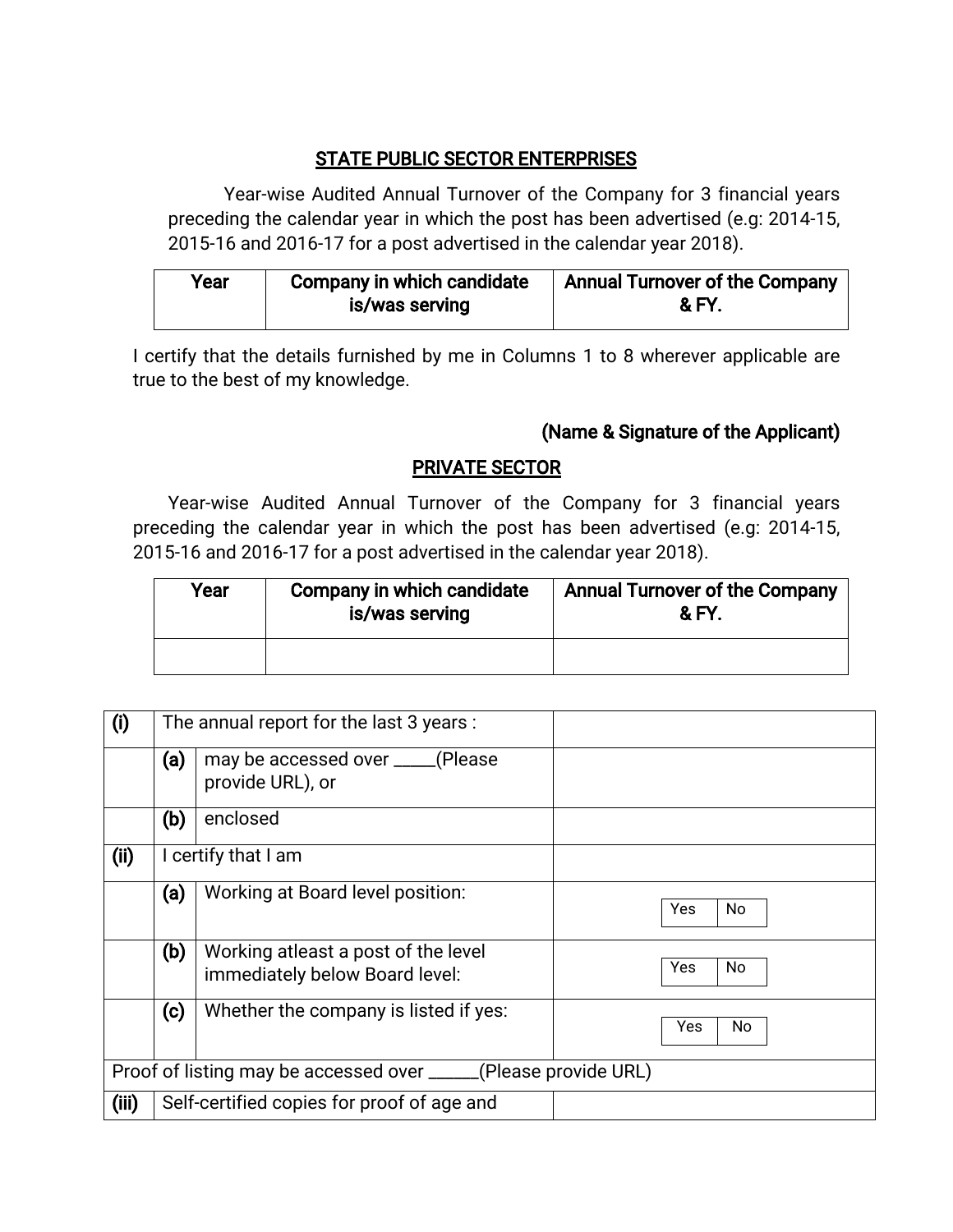## STATE PUBLIC SECTOR ENTERPRISES

Year-wise Audited Annual Turnover of the Company for 3 financial years preceding the calendar year in which the post has been advertised (e.g: 2014-15, 2015-16 and 2016-17 for a post advertised in the calendar year 2018).

| Year | Company in which candidate is/was serving | Annual Turnover of the Company & FY. |
|---|---|---|

I certify that the details furnished by me in Columns 1 to 8 wherever applicable are true to the best of my knowledge.

**(Name & Signature of the Applicant)**

## PRIVATE SECTOR

Year-wise Audited Annual Turnover of the Company for 3 financial years preceding the calendar year in which the post has been advertised (e.g: 2014-15, 2015-16 and 2016-17 for a post advertised in the calendar year 2018).

| Year | Company in which candidate is/was serving | Annual Turnover of the Company & FY. |
|---|---|---|
| | | |

| | | | |
|---|---|---|---|
| **(i)** | The annual report for the last 3 years : | | |
| | **(a)** | may be accessed over _____(Please provide URL), or | |
| | **(b)** | enclosed | |
| **(ii)** | I certify that I am | | |
| | **(a)** | Working at Board level position: | Yes / No |
| | **(b)** | Working atleast a post of the level immediately below Board level: | Yes / No |
| | **(c)** | Whether the company is listed if yes: | Yes / No |
| Proof of listing may be accessed over ______(Please provide URL) | | | |
| **(iii)** | Self-certified copies for proof of age and | | |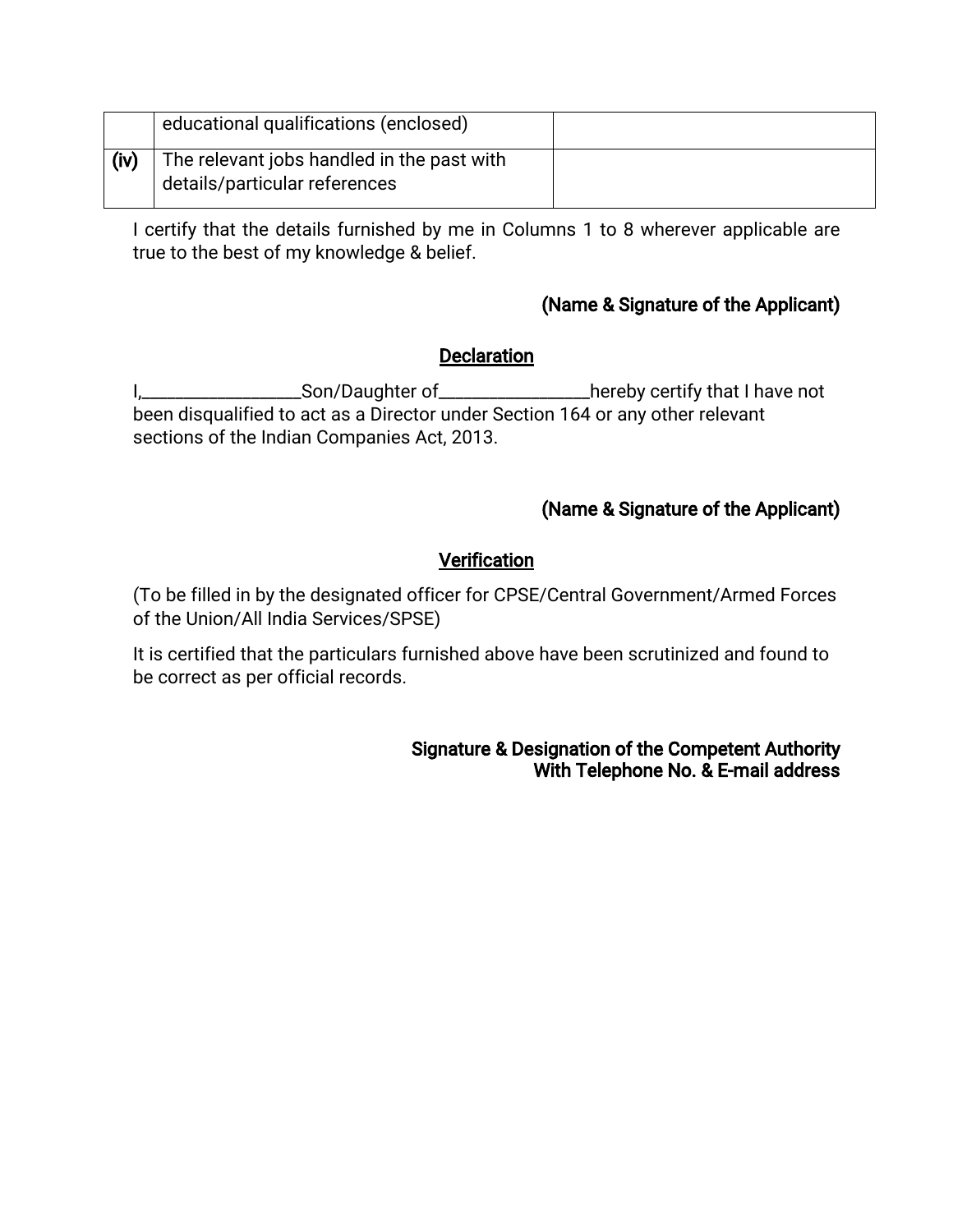| | | |
|---|---|---|
| | educational qualifications (enclosed) | |
| **(iv)** | The relevant jobs handled in the past with details/particular references | |

I certify that the details furnished by me in Columns 1 to 8 wherever applicable are true to the best of my knowledge & belief.

**(Name & Signature of the Applicant)**

## Declaration

I,__________________Son/Daughter of_________________hereby certify that I have not been disqualified to act as a Director under Section 164 or any other relevant sections of the Indian Companies Act, 2013.

**(Name & Signature of the Applicant)**

## Verification

(To be filled in by the designated officer for CPSE/Central Government/Armed Forces of the Union/All India Services/SPSE)

It is certified that the particulars furnished above have been scrutinized and found to be correct as per official records.

**Signature & Designation of the Competent Authority**
**With Telephone No. & E-mail address**